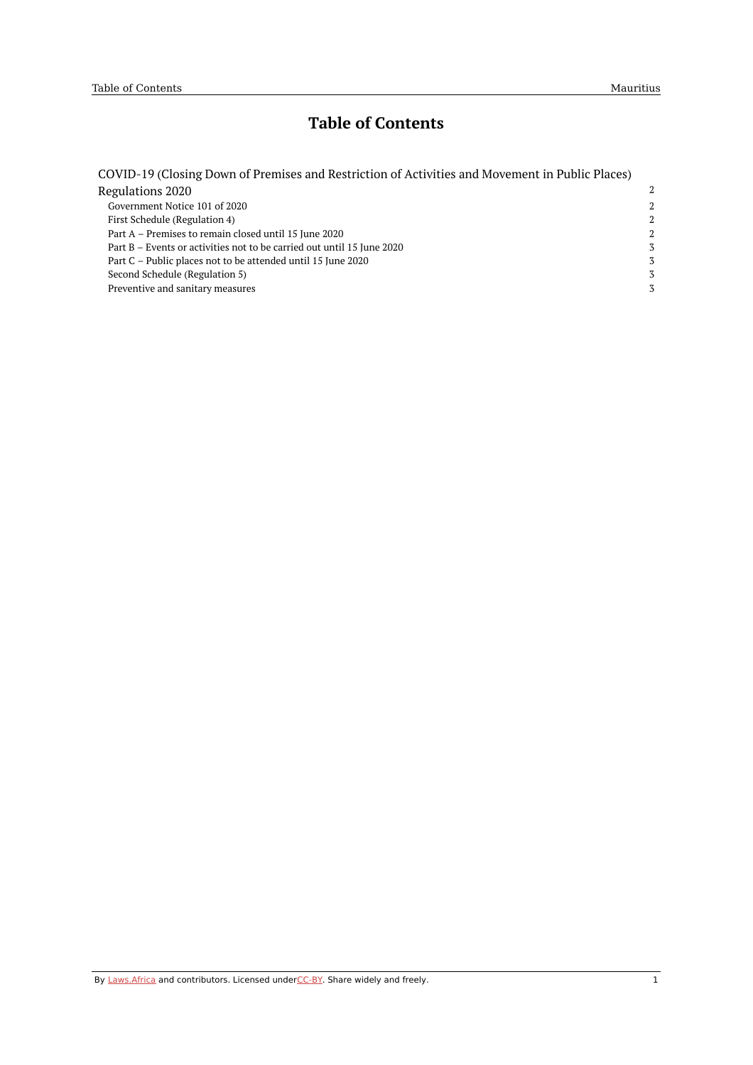# Table of Contents

| | |
|---|---|
| COVID-19 (Closing Down of Premises and Restriction of Activities and Movement in Public Places) Regulations 2020 | 2 |
| Government Notice 101 of 2020 | 2 |
| First Schedule (Regulation 4) | 2 |
| Part A – Premises to remain closed until 15 June 2020 | 2 |
| Part B – Events or activities not to be carried out until 15 June 2020 | 3 |
| Part C – Public places not to be attended until 15 June 2020 | 3 |
| Second Schedule (Regulation 5) | 3 |
| Preventive and sanitary measures | 3 |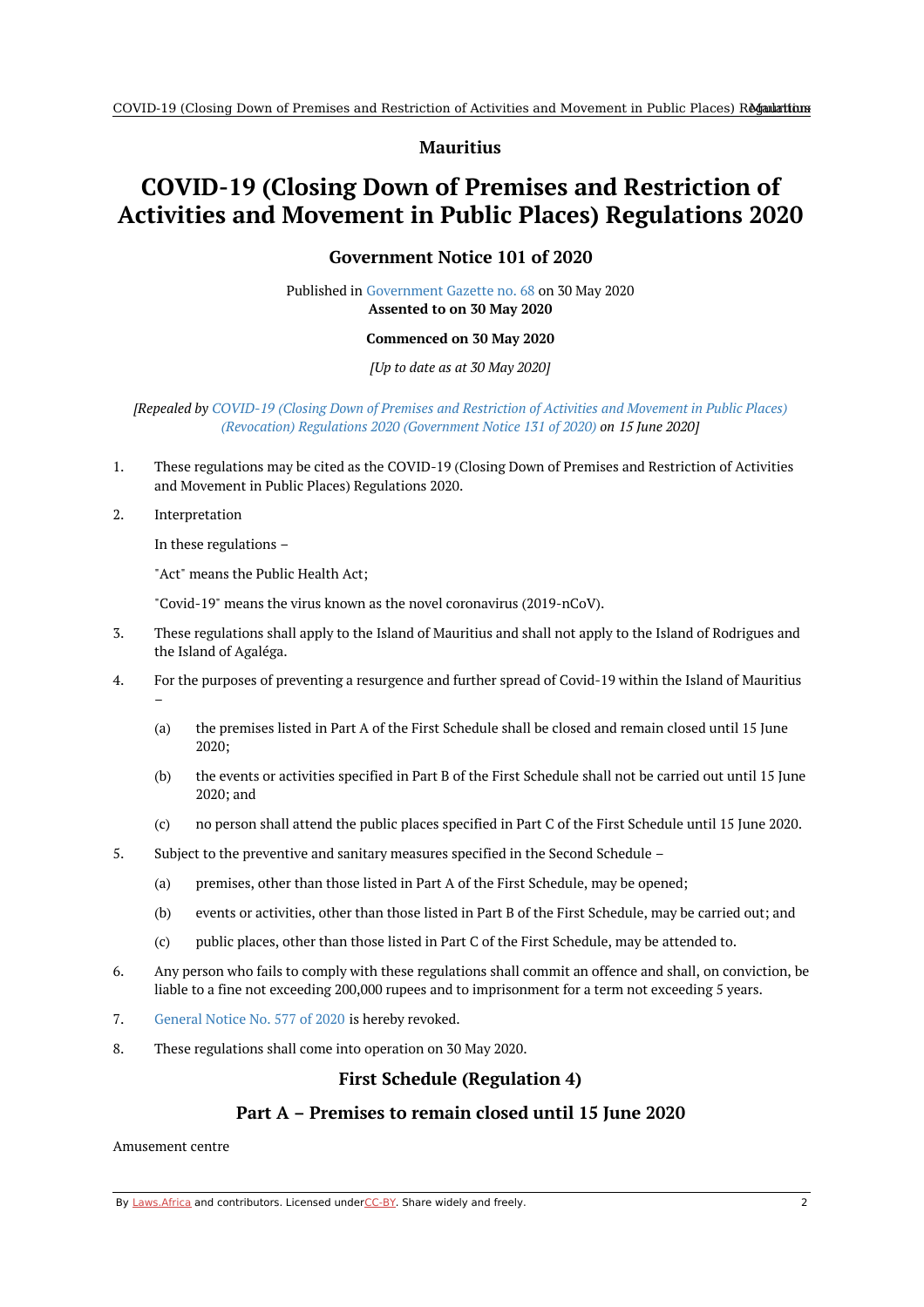**Mauritius**

# COVID-19 (Closing Down of Premises and Restriction of Activities and Movement in Public Places) Regulations 2020

## Government Notice 101 of 2020

Published in Government Gazette no. 68 on 30 May 2020
**Assented to on 30 May 2020**

**Commenced on 30 May 2020**

*[Up to date as at 30 May 2020]*

*[Repealed by COVID-19 (Closing Down of Premises and Restriction of Activities and Movement in Public Places) (Revocation) Regulations 2020 (Government Notice 131 of 2020) on 15 June 2020]*

1. These regulations may be cited as the COVID-19 (Closing Down of Premises and Restriction of Activities and Movement in Public Places) Regulations 2020.

2. Interpretation

   In these regulations –

   "Act" means the Public Health Act;

   "Covid-19" means the virus known as the novel coronavirus (2019-nCoV).

3. These regulations shall apply to the Island of Mauritius and shall not apply to the Island of Rodrigues and the Island of Agaléga.

4. For the purposes of preventing a resurgence and further spread of Covid-19 within the Island of Mauritius –

   (a) the premises listed in Part A of the First Schedule shall be closed and remain closed until 15 June 2020;

   (b) the events or activities specified in Part B of the First Schedule shall not be carried out until 15 June 2020; and

   (c) no person shall attend the public places specified in Part C of the First Schedule until 15 June 2020.

5. Subject to the preventive and sanitary measures specified in the Second Schedule –

   (a) premises, other than those listed in Part A of the First Schedule, may be opened;

   (b) events or activities, other than those listed in Part B of the First Schedule, may be carried out; and

   (c) public places, other than those listed in Part C of the First Schedule, may be attended to.

6. Any person who fails to comply with these regulations shall commit an offence and shall, on conviction, be liable to a fine not exceeding 200,000 rupees and to imprisonment for a term not exceeding 5 years.

7. General Notice No. 577 of 2020 is hereby revoked.

8. These regulations shall come into operation on 30 May 2020.

## First Schedule (Regulation 4)

### Part A – Premises to remain closed until 15 June 2020

Amusement centre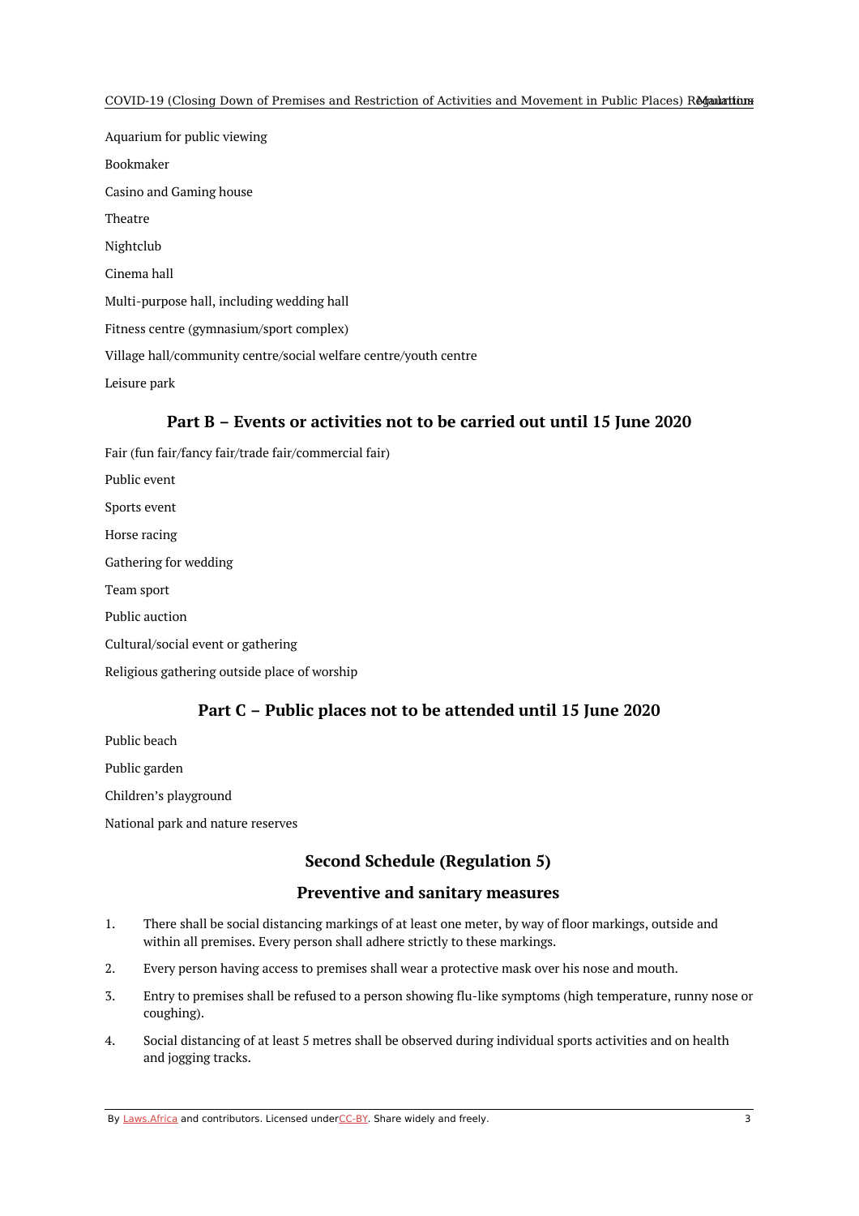Aquarium for public viewing

Bookmaker

Casino and Gaming house

Theatre

Nightclub

Cinema hall

Multi-purpose hall, including wedding hall

Fitness centre (gymnasium/sport complex)

Village hall/community centre/social welfare centre/youth centre

Leisure park

## Part B – Events or activities not to be carried out until 15 June 2020

Fair (fun fair/fancy fair/trade fair/commercial fair)

Public event

Sports event

Horse racing

Gathering for wedding

Team sport

Public auction

Cultural/social event or gathering

Religious gathering outside place of worship

## Part C – Public places not to be attended until 15 June 2020

Public beach

Public garden

Children's playground

National park and nature reserves

## Second Schedule (Regulation 5)

## Preventive and sanitary measures

1. There shall be social distancing markings of at least one meter, by way of floor markings, outside and within all premises. Every person shall adhere strictly to these markings.
2. Every person having access to premises shall wear a protective mask over his nose and mouth.
3. Entry to premises shall be refused to a person showing flu-like symptoms (high temperature, runny nose or coughing).
4. Social distancing of at least 5 metres shall be observed during individual sports activities and on health and jogging tracks.